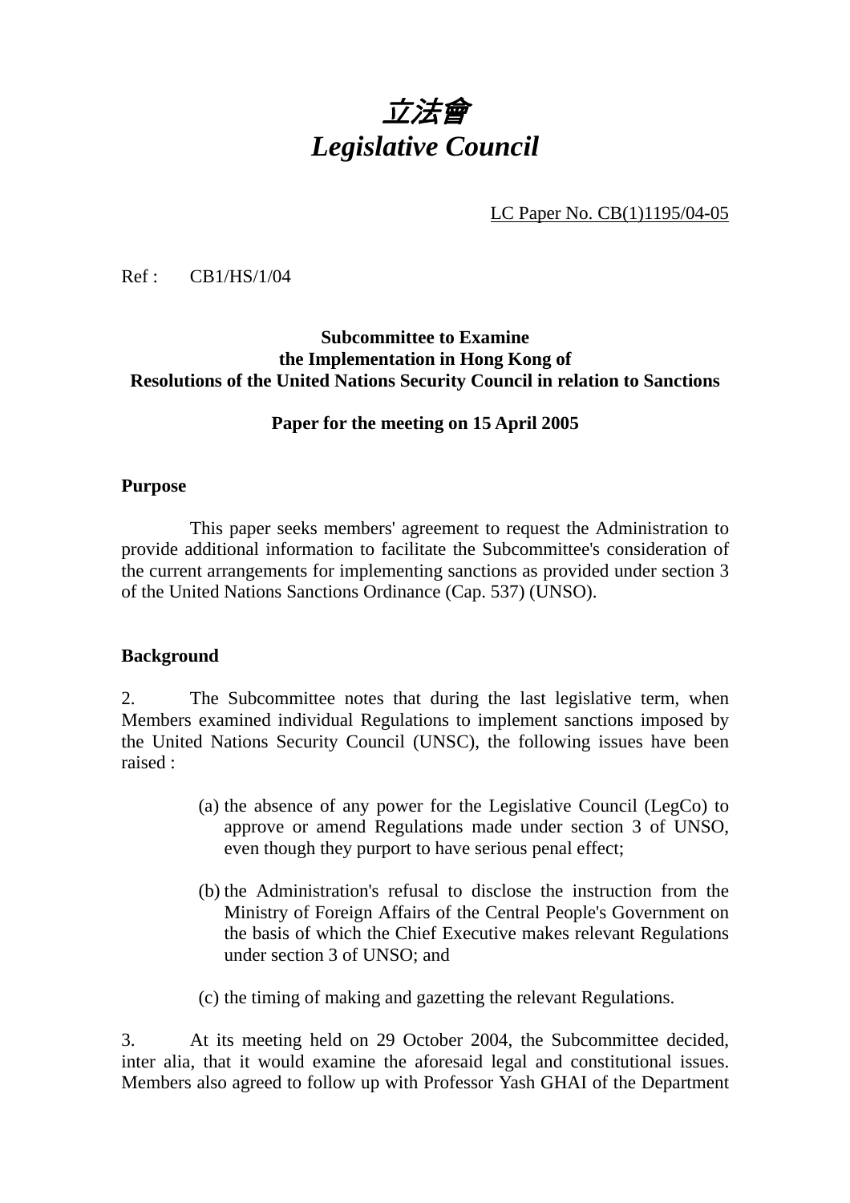# 立法會
# *Legislative Council*

LC Paper No. CB(1)1195/04-05

Ref : CB1/HS/1/04

**Subcommittee to Examine the Implementation in Hong Kong of Resolutions of the United Nations Security Council in relation to Sanctions**

**Paper for the meeting on 15 April 2005**

### Purpose

This paper seeks members' agreement to request the Administration to provide additional information to facilitate the Subcommittee's consideration of the current arrangements for implementing sanctions as provided under section 3 of the United Nations Sanctions Ordinance (Cap. 537) (UNSO).

### Background

2. The Subcommittee notes that during the last legislative term, when Members examined individual Regulations to implement sanctions imposed by the United Nations Security Council (UNSC), the following issues have been raised :

(a) the absence of any power for the Legislative Council (LegCo) to approve or amend Regulations made under section 3 of UNSO, even though they purport to have serious penal effect;

(b) the Administration's refusal to disclose the instruction from the Ministry of Foreign Affairs of the Central People's Government on the basis of which the Chief Executive makes relevant Regulations under section 3 of UNSO; and

(c) the timing of making and gazetting the relevant Regulations.

3. At its meeting held on 29 October 2004, the Subcommittee decided, inter alia, that it would examine the aforesaid legal and constitutional issues. Members also agreed to follow up with Professor Yash GHAI of the Department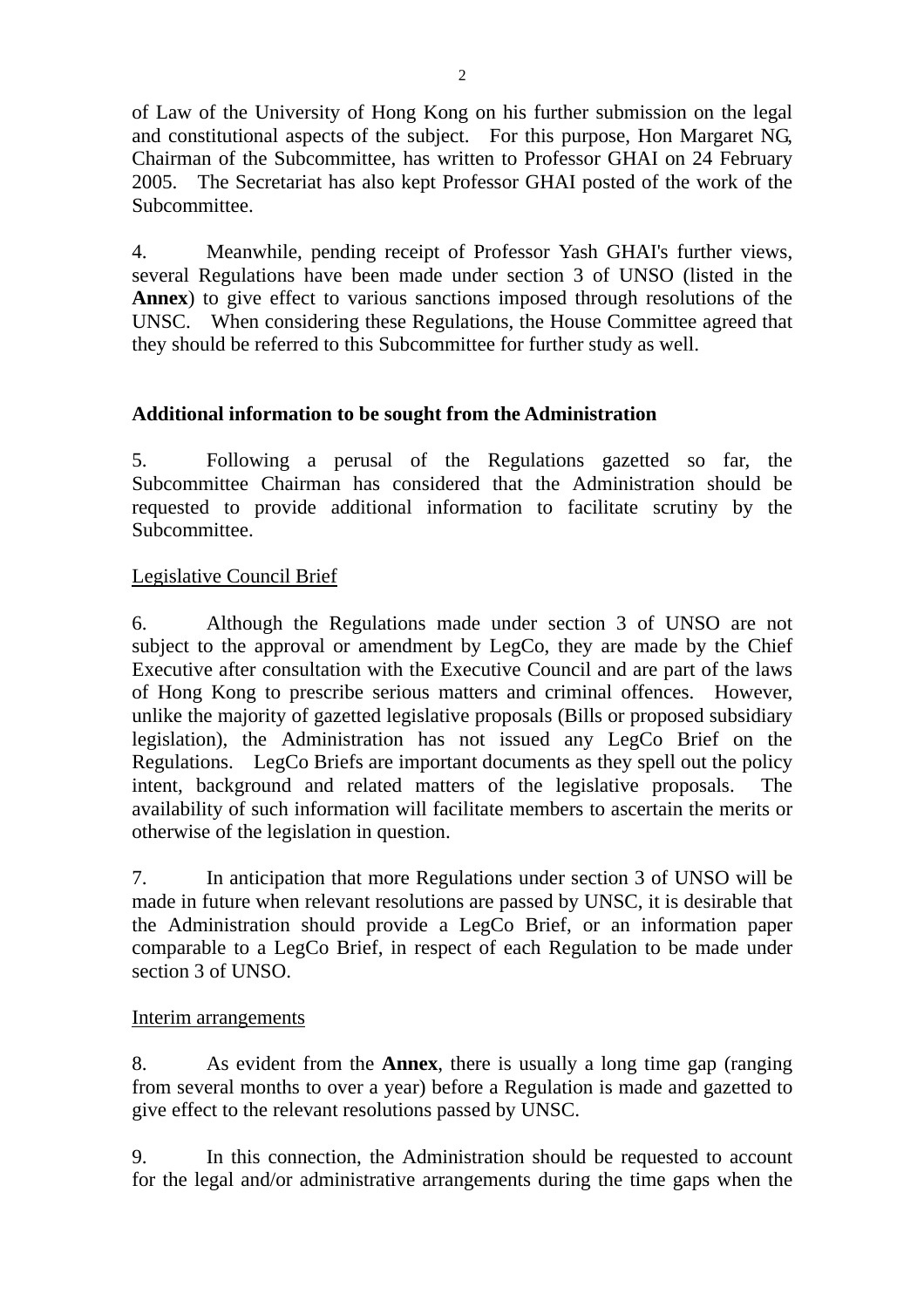of Law of the University of Hong Kong on his further submission on the legal and constitutional aspects of the subject. For this purpose, Hon Margaret NG, Chairman of the Subcommittee, has written to Professor GHAI on 24 February 2005. The Secretariat has also kept Professor GHAI posted of the work of the Subcommittee.

4. Meanwhile, pending receipt of Professor Yash GHAI's further views, several Regulations have been made under section 3 of UNSO (listed in the **Annex**) to give effect to various sanctions imposed through resolutions of the UNSC. When considering these Regulations, the House Committee agreed that they should be referred to this Subcommittee for further study as well.

**Additional information to be sought from the Administration**

5. Following a perusal of the Regulations gazetted so far, the Subcommittee Chairman has considered that the Administration should be requested to provide additional information to facilitate scrutiny by the Subcommittee.

Legislative Council Brief

6. Although the Regulations made under section 3 of UNSO are not subject to the approval or amendment by LegCo, they are made by the Chief Executive after consultation with the Executive Council and are part of the laws of Hong Kong to prescribe serious matters and criminal offences. However, unlike the majority of gazetted legislative proposals (Bills or proposed subsidiary legislation), the Administration has not issued any LegCo Brief on the Regulations. LegCo Briefs are important documents as they spell out the policy intent, background and related matters of the legislative proposals. The availability of such information will facilitate members to ascertain the merits or otherwise of the legislation in question.

7. In anticipation that more Regulations under section 3 of UNSO will be made in future when relevant resolutions are passed by UNSC, it is desirable that the Administration should provide a LegCo Brief, or an information paper comparable to a LegCo Brief, in respect of each Regulation to be made under section 3 of UNSO.

Interim arrangements

8. As evident from the **Annex**, there is usually a long time gap (ranging from several months to over a year) before a Regulation is made and gazetted to give effect to the relevant resolutions passed by UNSC.

9. In this connection, the Administration should be requested to account for the legal and/or administrative arrangements during the time gaps when the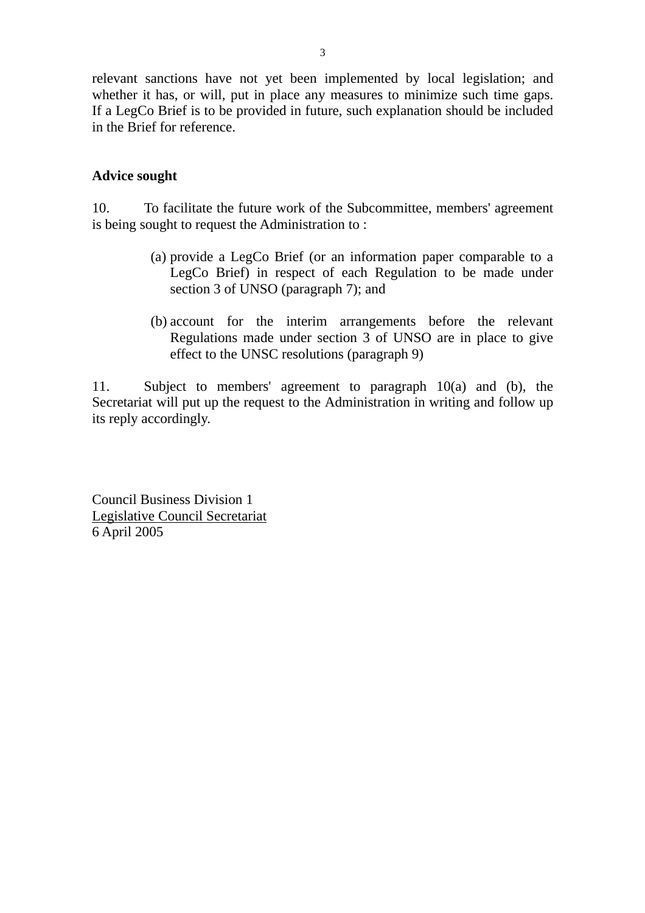relevant sanctions have not yet been implemented by local legislation; and whether it has, or will, put in place any measures to minimize such time gaps. If a LegCo Brief is to be provided in future, such explanation should be included in the Brief for reference.

**Advice sought**

10. To facilitate the future work of the Subcommittee, members' agreement is being sought to request the Administration to :

(a) provide a LegCo Brief (or an information paper comparable to a LegCo Brief) in respect of each Regulation to be made under section 3 of UNSO (paragraph 7); and

(b) account for the interim arrangements before the relevant Regulations made under section 3 of UNSO are in place to give effect to the UNSC resolutions (paragraph 9)

11. Subject to members' agreement to paragraph 10(a) and (b), the Secretariat will put up the request to the Administration in writing and follow up its reply accordingly.

Council Business Division 1
Legislative Council Secretariat
6 April 2005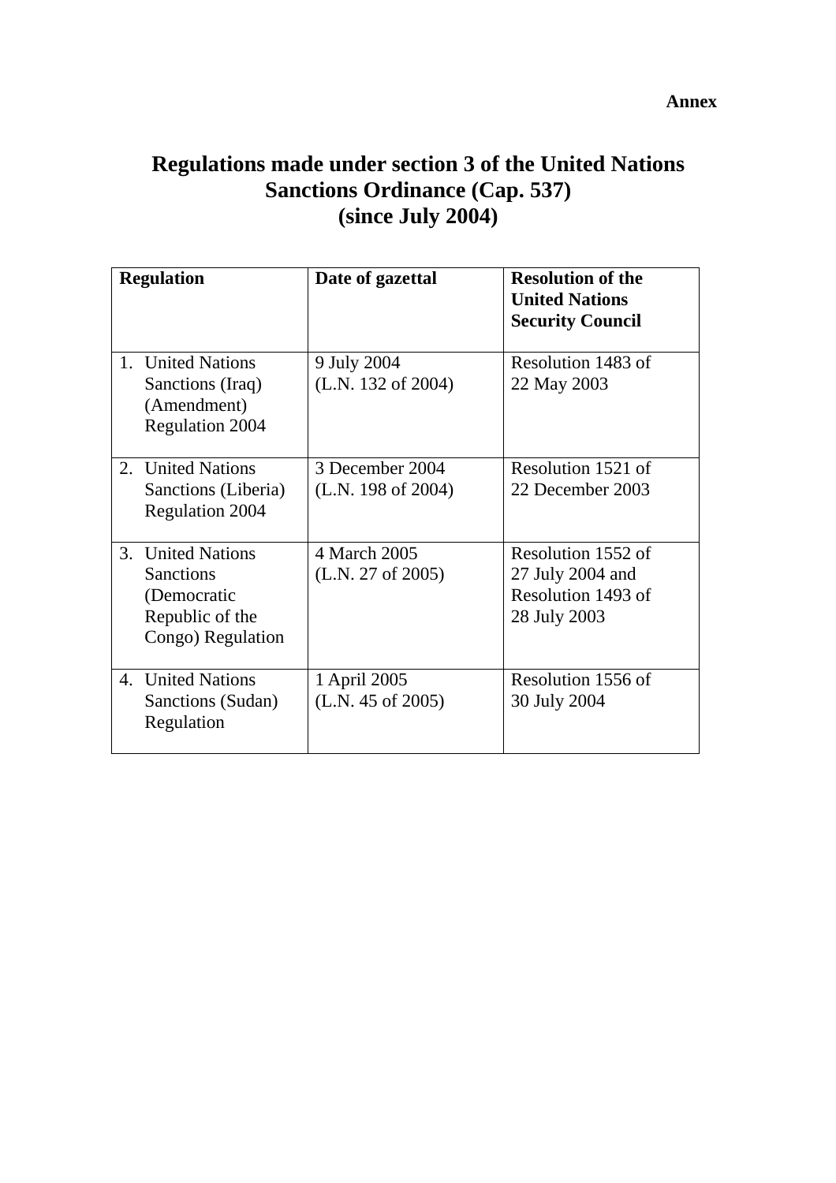**Annex**

# Regulations made under section 3 of the United Nations Sanctions Ordinance (Cap. 537) (since July 2004)

| Regulation | Date of gazettal | Resolution of the United Nations Security Council |
|---|---|---|
| 1. United Nations Sanctions (Iraq) (Amendment) Regulation 2004 | 9 July 2004 (L.N. 132 of 2004) | Resolution 1483 of 22 May 2003 |
| 2. United Nations Sanctions (Liberia) Regulation 2004 | 3 December 2004 (L.N. 198 of 2004) | Resolution 1521 of 22 December 2003 |
| 3. United Nations Sanctions (Democratic Republic of the Congo) Regulation | 4 March 2005 (L.N. 27 of 2005) | Resolution 1552 of 27 July 2004 and Resolution 1493 of 28 July 2003 |
| 4. United Nations Sanctions (Sudan) Regulation | 1 April 2005 (L.N. 45 of 2005) | Resolution 1556 of 30 July 2004 |